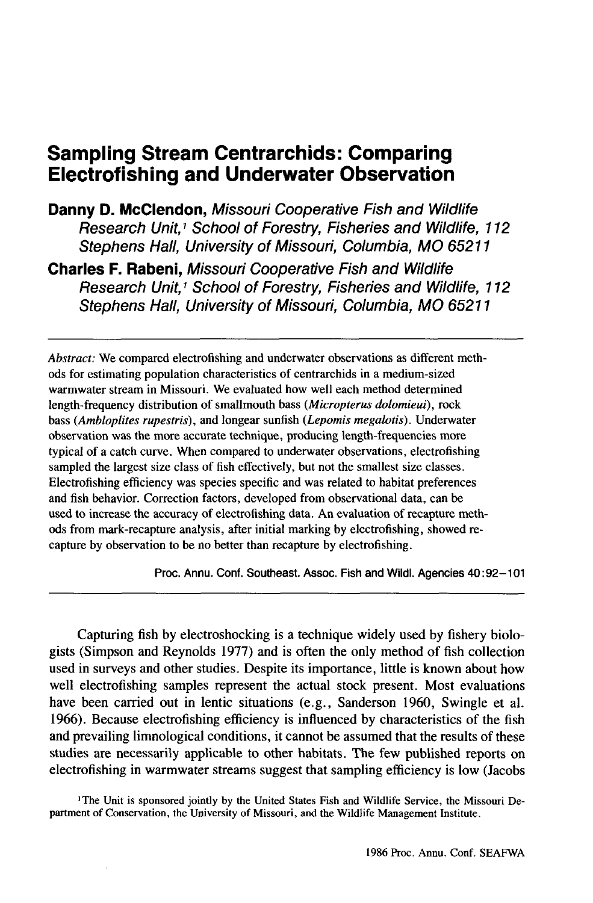# Sampling Stream Centrarchids: Comparing Electrofishing and Underwater Observation

**Danny D. McClendon,** *Missouri Cooperative Fish and Wildlife Research Unit,*[1] *School of Forestry, Fisheries and Wildlife, 112 Stephens Hall, University of Missouri, Columbia, MO 65211*

**Charles F. Rabeni,** *Missouri Cooperative Fish and Wildlife Research Unit,*[1] *School of Forestry, Fisheries and Wildlife, 112 Stephens Hall, University of Missouri, Columbia, MO 65211*

---

*Abstract:* We compared electrofishing and underwater observations as different methods for estimating population characteristics of centrarchids in a medium-sized warmwater stream in Missouri. We evaluated how well each method determined length-frequency distribution of smallmouth bass (*Micropterus dolomieui*), rock bass (*Ambloplites rupestris*), and longear sunfish (*Lepomis megalotis*). Underwater observation was the more accurate technique, producing length-frequencies more typical of a catch curve. When compared to underwater observations, electrofishing sampled the largest size class of fish effectively, but not the smallest size classes. Electrofishing efficiency was species specific and was related to habitat preferences and fish behavior. Correction factors, developed from observational data, can be used to increase the accuracy of electrofishing data. An evaluation of recapture methods from mark-recapture analysis, after initial marking by electrofishing, showed recapture by observation to be no better than recapture by electrofishing.

Proc. Annu. Conf. Southeast. Assoc. Fish and Wildl. Agencies 40:92–101

---

Capturing fish by electroshocking is a technique widely used by fishery biologists (Simpson and Reynolds 1977) and is often the only method of fish collection used in surveys and other studies. Despite its importance, little is known about how well electrofishing samples represent the actual stock present. Most evaluations have been carried out in lentic situations (e.g., Sanderson 1960, Swingle et al. 1966). Because electrofishing efficiency is influenced by characteristics of the fish and prevailing limnological conditions, it cannot be assumed that the results of these studies are necessarily applicable to other habitats. The few published reports on electrofishing in warmwater streams suggest that sampling efficiency is low (Jacobs

[1]The Unit is sponsored jointly by the United States Fish and Wildlife Service, the Missouri Department of Conservation, the University of Missouri, and the Wildlife Management Institute.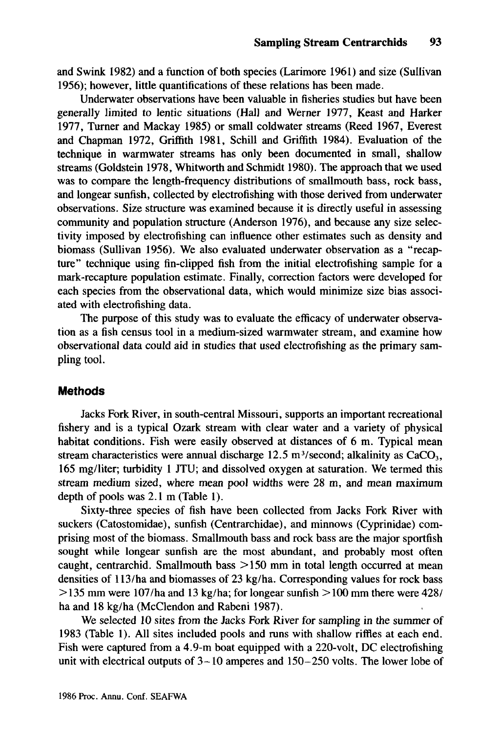and Swink 1982) and a function of both species (Larimore 1961) and size (Sullivan 1956); however, little quantifications of these relations has been made.

Underwater observations have been valuable in fisheries studies but have been generally limited to lentic situations (Hall and Werner 1977, Keast and Harker 1977, Turner and Mackay 1985) or small coldwater streams (Reed 1967, Everest and Chapman 1972, Griffith 1981, Schill and Griffith 1984). Evaluation of the technique in warmwater streams has only been documented in small, shallow streams (Goldstein 1978, Whitworth and Schmidt 1980). The approach that we used was to compare the length-frequency distributions of smallmouth bass, rock bass, and longear sunfish, collected by electrofishing with those derived from underwater observations. Size structure was examined because it is directly useful in assessing community and population structure (Anderson 1976), and because any size selectivity imposed by electrofishing can influence other estimates such as density and biomass (Sullivan 1956). We also evaluated underwater observation as a "recapture" technique using fin-clipped fish from the initial electrofishing sample for a mark-recapture population estimate. Finally, correction factors were developed for each species from the observational data, which would minimize size bias associated with electrofishing data.

The purpose of this study was to evaluate the efficacy of underwater observation as a fish census tool in a medium-sized warmwater stream, and examine how observational data could aid in studies that used electrofishing as the primary sampling tool.

## Methods

Jacks Fork River, in south-central Missouri, supports an important recreational fishery and is a typical Ozark stream with clear water and a variety of physical habitat conditions. Fish were easily observed at distances of 6 m. Typical mean stream characteristics were annual discharge 12.5 $m^3$/second; alkalinity as $CaCO_3$, 165 mg/liter; turbidity 1 JTU; and dissolved oxygen at saturation. We termed this stream medium sized, where mean pool widths were 28 m, and mean maximum depth of pools was 2.1 m (Table 1).

Sixty-three species of fish have been collected from Jacks Fork River with suckers (Catostomidae), sunfish (Centrarchidae), and minnows (Cyprinidae) comprising most of the biomass. Smallmouth bass and rock bass are the major sportfish sought while longear sunfish are the most abundant, and probably most often caught, centrarchid. Smallmouth bass >150 mm in total length occurred at mean densities of 113/ha and biomasses of 23 kg/ha. Corresponding values for rock bass >135 mm were 107/ha and 13 kg/ha; for longear sunfish >100 mm there were 428/ha and 18 kg/ha (McClendon and Rabeni 1987).

We selected 10 sites from the Jacks Fork River for sampling in the summer of 1983 (Table 1). All sites included pools and runs with shallow riffles at each end. Fish were captured from a 4.9-m boat equipped with a 220-volt, DC electrofishing unit with electrical outputs of 3–10 amperes and 150–250 volts. The lower lobe of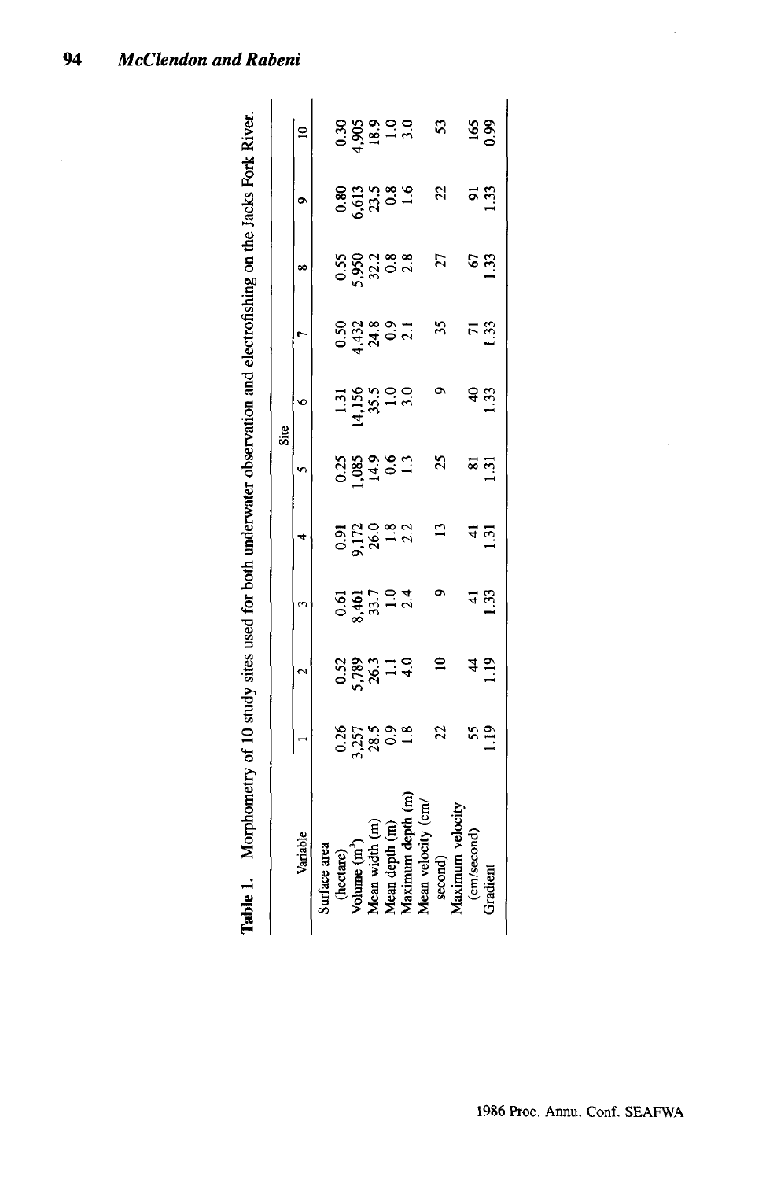**Table 1.** Morphometry of 10 study sites used for both underwater observation and electrofishing on the Jacks Fork River.

| Variable | Site | | | | | | | | | |
|---|---|---|---|---|---|---|---|---|---|---|
| | 1 | 2 | 3 | 4 | 5 | 6 | 7 | 8 | 9 | 10 |
| Surface area (hectare) | 0.26 | 0.52 | 0.61 | 0.91 | 0.25 | 1.31 | 0.50 | 0.55 | 0.80 | 0.30 |
| Volume ($m^3$) | 3,257 | 5,789 | 8,461 | 9,172 | 1,085 | 14,156 | 4,432 | 5,950 | 6,613 | 4,905 |
| Mean width (m) | 28.5 | 26.3 | 33.7 | 26.0 | 14.9 | 35.5 | 24.8 | 32.2 | 23.5 | 18.9 |
| Mean depth (m) | 0.9 | 1.1 | 1.0 | 1.8 | 0.6 | 1.0 | 0.9 | 0.8 | 0.8 | 1.0 |
| Maximum depth (m) | 1.8 | 4.0 | 2.4 | 2.2 | 1.3 | 3.0 | 2.1 | 2.8 | 1.6 | 3.0 |
| Mean velocity (cm/second) | 22 | 10 | 9 | 13 | 25 | 9 | 35 | 27 | 22 | 53 |
| Maximum velocity (cm/second) | 55 | 44 | 41 | 41 | 81 | 40 | 71 | 67 | 91 | 165 |
| Gradient | 1.19 | 1.19 | 1.33 | 1.31 | 1.31 | 1.33 | 1.33 | 1.33 | 1.33 | 0.99 |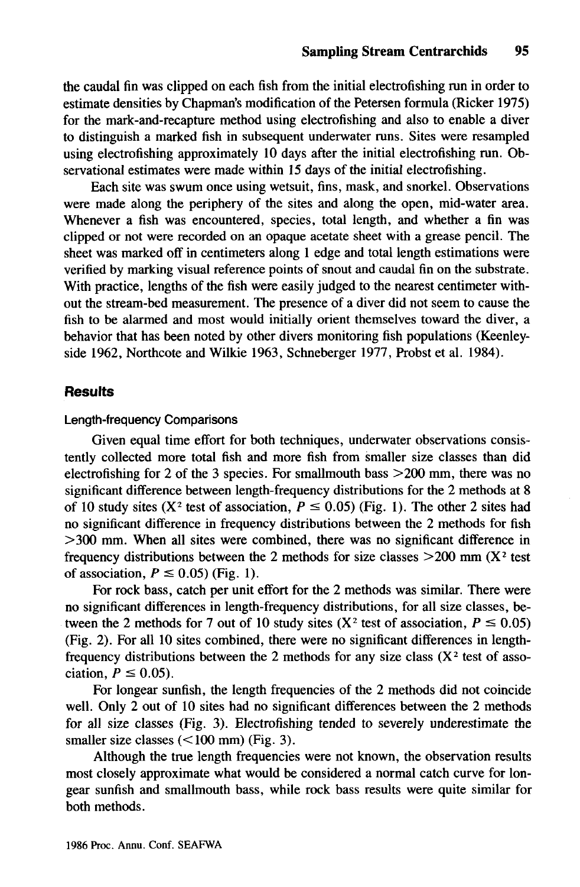the caudal fin was clipped on each fish from the initial electrofishing run in order to estimate densities by Chapman's modification of the Petersen formula (Ricker 1975) for the mark-and-recapture method using electrofishing and also to enable a diver to distinguish a marked fish in subsequent underwater runs. Sites were resampled using electrofishing approximately 10 days after the initial electrofishing run. Observational estimates were made within 15 days of the initial electrofishing.

Each site was swum once using wetsuit, fins, mask, and snorkel. Observations were made along the periphery of the sites and along the open, mid-water area. Whenever a fish was encountered, species, total length, and whether a fin was clipped or not were recorded on an opaque acetate sheet with a grease pencil. The sheet was marked off in centimeters along 1 edge and total length estimations were verified by marking visual reference points of snout and caudal fin on the substrate. With practice, lengths of the fish were easily judged to the nearest centimeter without the stream-bed measurement. The presence of a diver did not seem to cause the fish to be alarmed and most would initially orient themselves toward the diver, a behavior that has been noted by other divers monitoring fish populations (Keenleyside 1962, Northcote and Wilkie 1963, Schneberger 1977, Probst et al. 1984).

## Results

### Length-frequency Comparisons

Given equal time effort for both techniques, underwater observations consistently collected more total fish and more fish from smaller size classes than did electrofishing for 2 of the 3 species. For smallmouth bass >200 mm, there was no significant difference between length-frequency distributions for the 2 methods at 8 of 10 study sites ($X^2$ test of association, $P \leq 0.05$) (Fig. 1). The other 2 sites had no significant difference in frequency distributions between the 2 methods for fish >300 mm. When all sites were combined, there was no significant difference in frequency distributions between the 2 methods for size classes >200 mm ($X^2$ test of association, $P \leq 0.05$) (Fig. 1).

For rock bass, catch per unit effort for the 2 methods was similar. There were no significant differences in length-frequency distributions, for all size classes, between the 2 methods for 7 out of 10 study sites ($X^2$ test of association, $P \leq 0.05$) (Fig. 2). For all 10 sites combined, there were no significant differences in length-frequency distributions between the 2 methods for any size class ($X^2$ test of association, $P \leq 0.05$).

For longear sunfish, the length frequencies of the 2 methods did not coincide well. Only 2 out of 10 sites had no significant differences between the 2 methods for all size classes (Fig. 3). Electrofishing tended to severely underestimate the smaller size classes (<100 mm) (Fig. 3).

Although the true length frequencies were not known, the observation results most closely approximate what would be considered a normal catch curve for longear sunfish and smallmouth bass, while rock bass results were quite similar for both methods.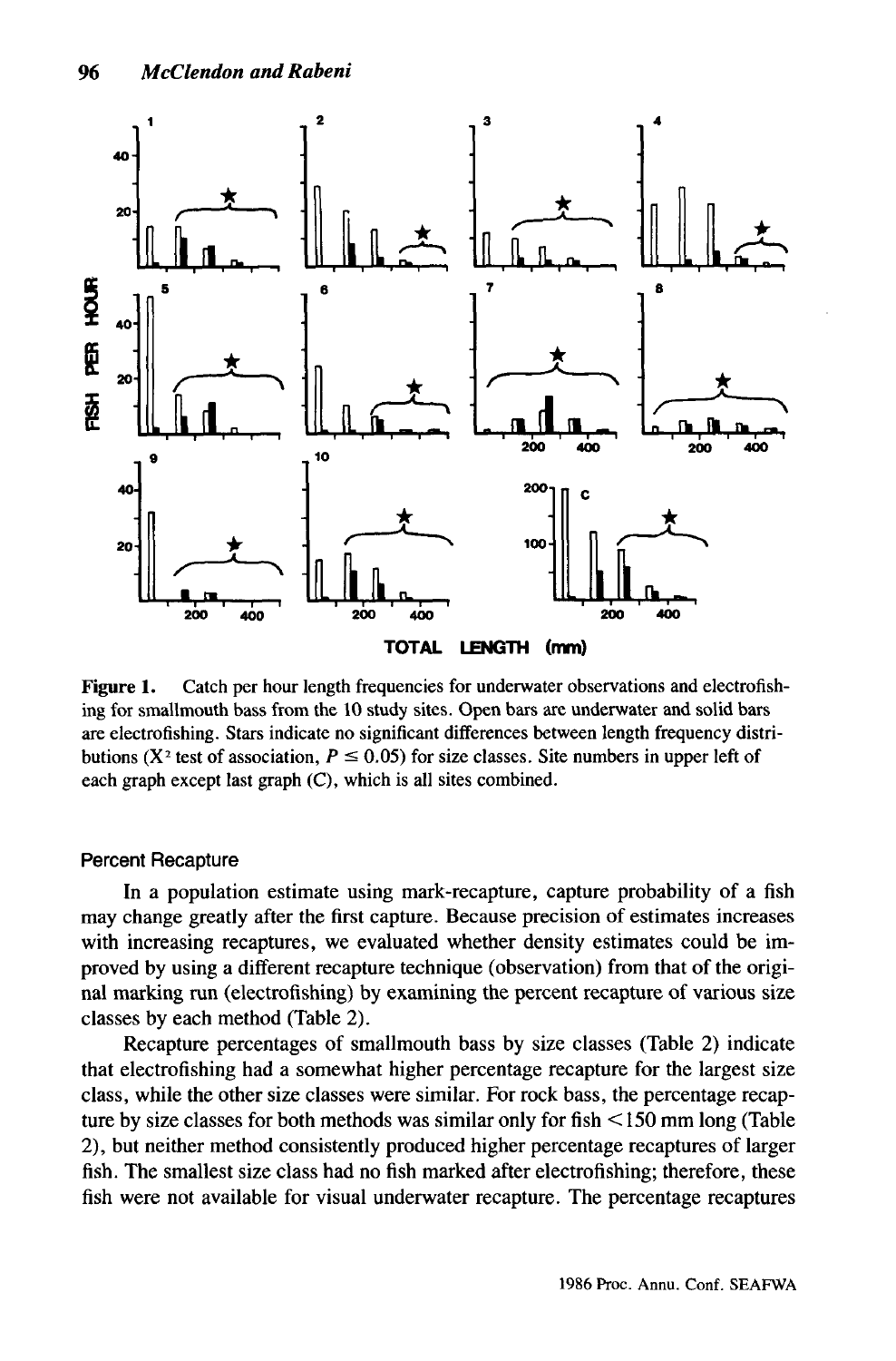**Figure 1.** Catch per hour length frequencies for underwater observations and electrofishing for smallmouth bass from the 10 study sites. Open bars are underwater and solid bars are electrofishing. Stars indicate no significant differences between length frequency distributions ($X^2$ test of association, $P \leq 0.05$) for size classes. Site numbers in upper left of each graph except last graph (C), which is all sites combined.

### Percent Recapture

In a population estimate using mark-recapture, capture probability of a fish may change greatly after the first capture. Because precision of estimates increases with increasing recaptures, we evaluated whether density estimates could be improved by using a different recapture technique (observation) from that of the original marking run (electrofishing) by examining the percent recapture of various size classes by each method (Table 2).

Recapture percentages of smallmouth bass by size classes (Table 2) indicate that electrofishing had a somewhat higher percentage recapture for the largest size class, while the other size classes were similar. For rock bass, the percentage recapture by size classes for both methods was similar only for fish <150 mm long (Table 2), but neither method consistently produced higher percentage recaptures of larger fish. The smallest size class had no fish marked after electrofishing; therefore, these fish were not available for visual underwater recapture. The percentage recaptures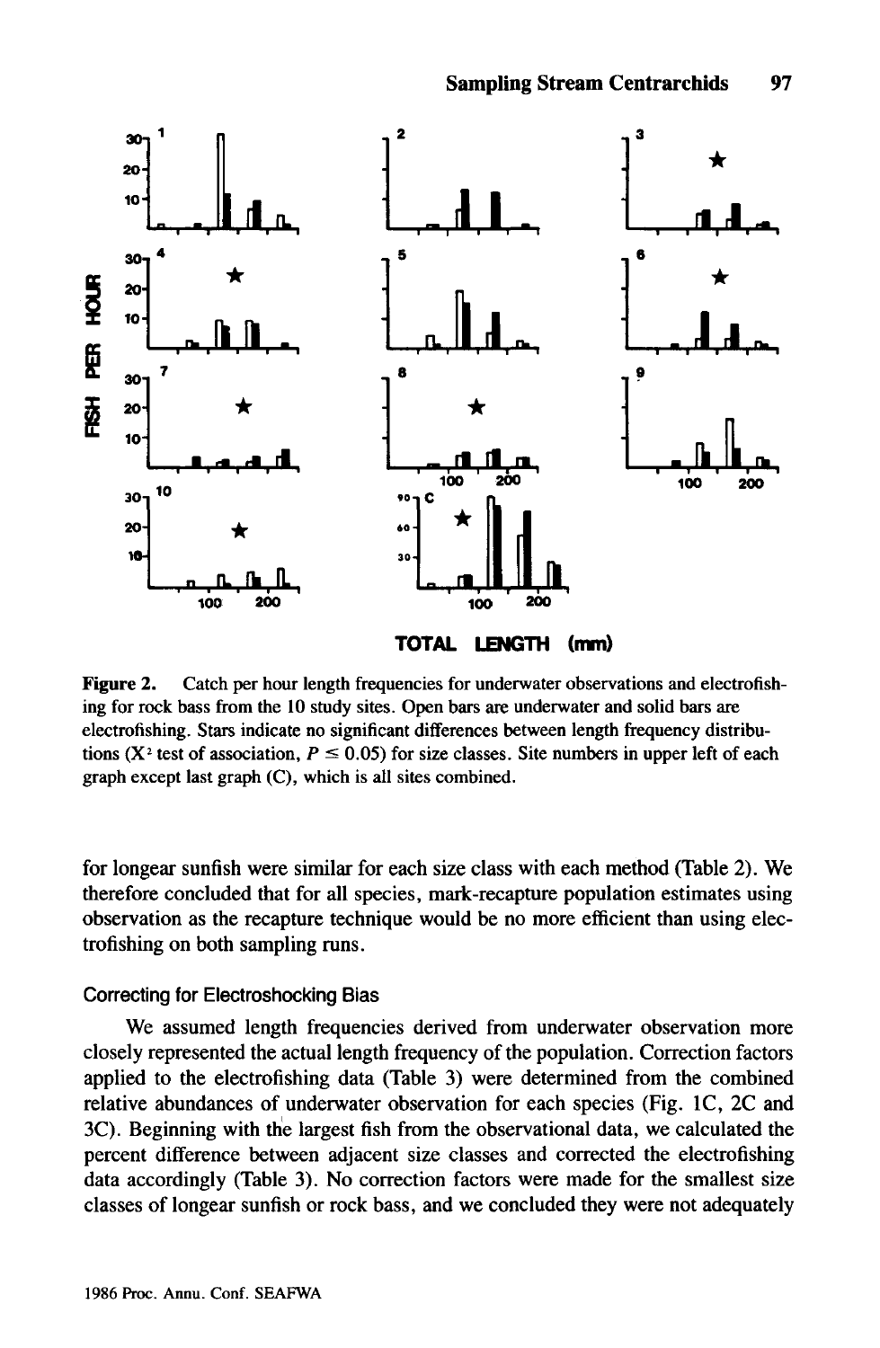Figure 2. Catch per hour length frequencies for underwater observations and electrofishing for rock bass from the 10 study sites. Open bars are underwater and solid bars are electrofishing. Stars indicate no significant differences between length frequency distributions ($X^2$ test of association, $P \leq 0.05$) for size classes. Site numbers in upper left of each graph except last graph (C), which is all sites combined.

for longear sunfish were similar for each size class with each method (Table 2). We therefore concluded that for all species, mark-recapture population estimates using observation as the recapture technique would be no more efficient than using electrofishing on both sampling runs.

### Correcting for Electroshocking Bias

We assumed length frequencies derived from underwater observation more closely represented the actual length frequency of the population. Correction factors applied to the electrofishing data (Table 3) were determined from the combined relative abundances of underwater observation for each species (Fig. 1C, 2C and 3C). Beginning with the largest fish from the observational data, we calculated the percent difference between adjacent size classes and corrected the electrofishing data accordingly (Table 3). No correction factors were made for the smallest size classes of longear sunfish or rock bass, and we concluded they were not adequately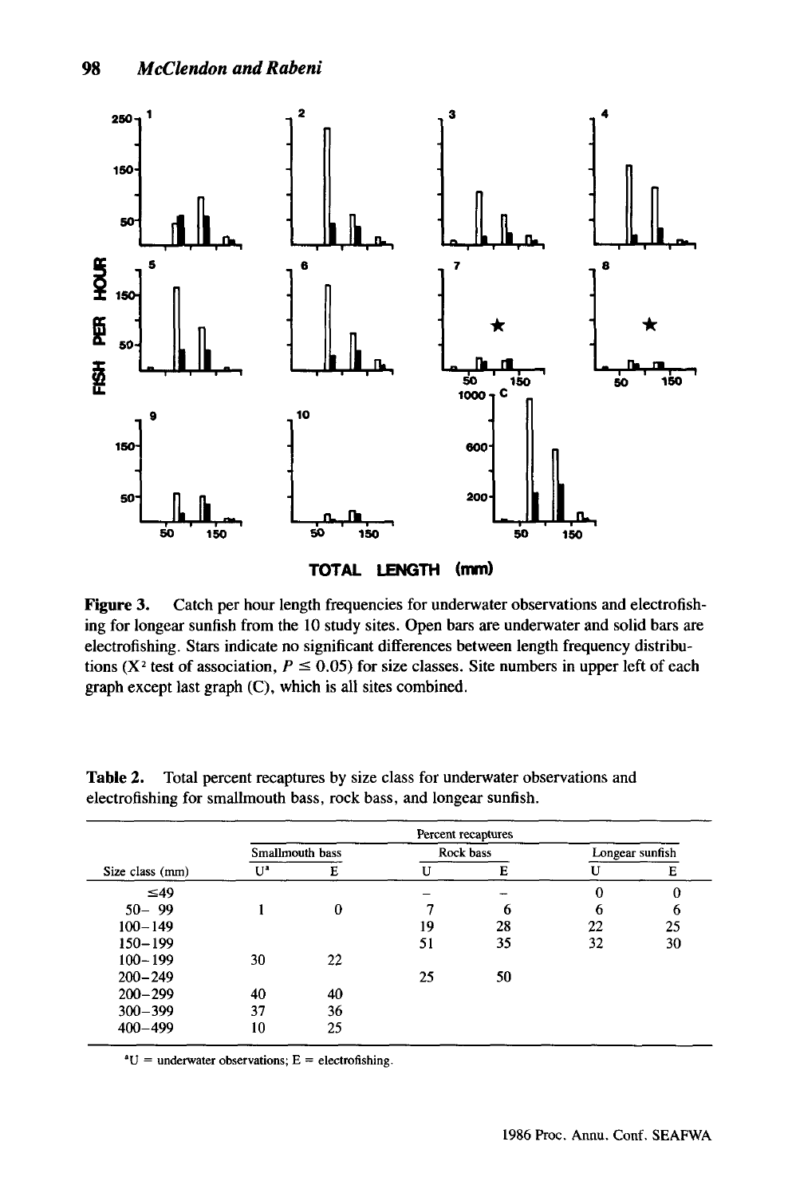**Figure 3.** Catch per hour length frequencies for underwater observations and electrofishing for longear sunfish from the 10 study sites. Open bars are underwater and solid bars are electrofishing. Stars indicate no significant differences between length frequency distributions ($X^2$ test of association, $P \leq 0.05$) for size classes. Site numbers in upper left of each graph except last graph (C), which is all sites combined.

**Table 2.** Total percent recaptures by size class for underwater observations and electrofishing for smallmouth bass, rock bass, and longear sunfish.

| | Percent recaptures | | | | | |
|---|---|---|---|---|---|---|
| | Smallmouth bass | | Rock bass | | Longear sunfish | |
| Size class (mm) | U[a] | E | U | E | U | E |
| ≤49 | | | – | – | 0 | 0 |
| 50– 99 | 1 | 0 | 7 | 6 | 6 | 6 |
| 100–149 | | | 19 | 28 | 22 | 25 |
| 150–199 | | | 51 | 35 | 32 | 30 |
| 100–199 | 30 | 22 | | | | |
| 200–249 | | | 25 | 50 | | |
| 200–299 | 40 | 40 | | | | |
| 300–399 | 37 | 36 | | | | |
| 400–499 | 10 | 25 | | | | |

[a]U = underwater observations; E = electrofishing.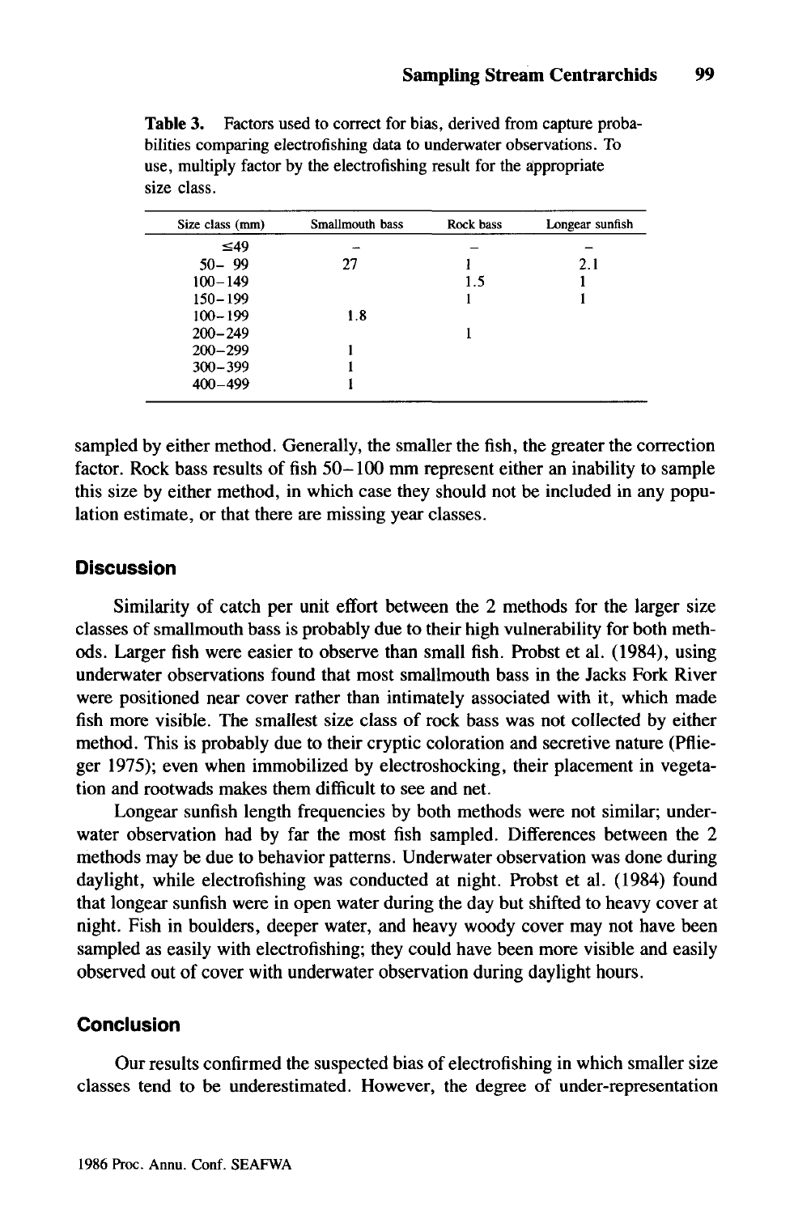**Table 3.** Factors used to correct for bias, derived from capture probabilities comparing electrofishing data to underwater observations. To use, multiply factor by the electrofishing result for the appropriate size class.

| Size class (mm) | Smallmouth bass | Rock bass | Longear sunfish |
|---|---|---|---|
| ≤49 | – | – | – |
| 50– 99 | 27 | 1 | 2.1 |
| 100–149 | | 1.5 | 1 |
| 150–199 | | 1 | 1 |
| 100–199 | 1.8 | | |
| 200–249 | | 1 | |
| 200–299 | 1 | | |
| 300–399 | 1 | | |
| 400–499 | 1 | | |

sampled by either method. Generally, the smaller the fish, the greater the correction factor. Rock bass results of fish 50–100 mm represent either an inability to sample this size by either method, in which case they should not be included in any population estimate, or that there are missing year classes.

## Discussion

Similarity of catch per unit effort between the 2 methods for the larger size classes of smallmouth bass is probably due to their high vulnerability for both methods. Larger fish were easier to observe than small fish. Probst et al. (1984), using underwater observations found that most smallmouth bass in the Jacks Fork River were positioned near cover rather than intimately associated with it, which made fish more visible. The smallest size class of rock bass was not collected by either method. This is probably due to their cryptic coloration and secretive nature (Pflieger 1975); even when immobilized by electroshocking, their placement in vegetation and rootwads makes them difficult to see and net.

Longear sunfish length frequencies by both methods were not similar; underwater observation had by far the most fish sampled. Differences between the 2 methods may be due to behavior patterns. Underwater observation was done during daylight, while electrofishing was conducted at night. Probst et al. (1984) found that longear sunfish were in open water during the day but shifted to heavy cover at night. Fish in boulders, deeper water, and heavy woody cover may not have been sampled as easily with electrofishing; they could have been more visible and easily observed out of cover with underwater observation during daylight hours.

## Conclusion

Our results confirmed the suspected bias of electrofishing in which smaller size classes tend to be underestimated. However, the degree of under-representation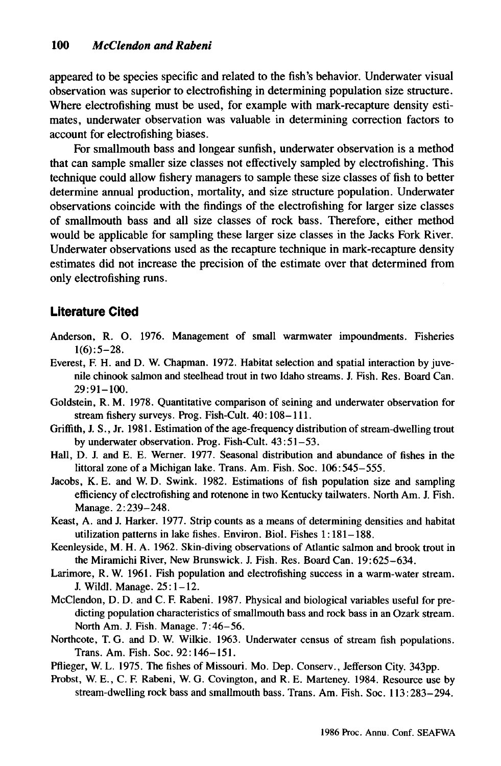appeared to be species specific and related to the fish's behavior. Underwater visual observation was superior to electrofishing in determining population size structure. Where electrofishing must be used, for example with mark-recapture density estimates, underwater observation was valuable in determining correction factors to account for electrofishing biases.

For smallmouth bass and longear sunfish, underwater observation is a method that can sample smaller size classes not effectively sampled by electrofishing. This technique could allow fishery managers to sample these size classes of fish to better determine annual production, mortality, and size structure population. Underwater observations coincide with the findings of the electrofishing for larger size classes of smallmouth bass and all size classes of rock bass. Therefore, either method would be applicable for sampling these larger size classes in the Jacks Fork River. Underwater observations used as the recapture technique in mark-recapture density estimates did not increase the precision of the estimate over that determined from only electrofishing runs.

## Literature Cited

Anderson, R. O. 1976. Management of small warmwater impoundments. Fisheries 1(6):5–28.

Everest, F. H. and D. W. Chapman. 1972. Habitat selection and spatial interaction by juvenile chinook salmon and steelhead trout in two Idaho streams. J. Fish. Res. Board Can. 29:91–100.

Goldstein, R. M. 1978. Quantitative comparison of seining and underwater observation for stream fishery surveys. Prog. Fish-Cult. 40:108–111.

Griffith, J. S., Jr. 1981. Estimation of the age-frequency distribution of stream-dwelling trout by underwater observation. Prog. Fish-Cult. 43:51–53.

Hall, D. J. and E. E. Werner. 1977. Seasonal distribution and abundance of fishes in the littoral zone of a Michigan lake. Trans. Am. Fish. Soc. 106:545–555.

Jacobs, K. E. and W. D. Swink. 1982. Estimations of fish population size and sampling efficiency of electrofishing and rotenone in two Kentucky tailwaters. North Am. J. Fish. Manage. 2:239–248.

Keast, A. and J. Harker. 1977. Strip counts as a means of determining densities and habitat utilization patterns in lake fishes. Environ. Biol. Fishes 1:181–188.

Keenleyside, M. H. A. 1962. Skin-diving observations of Atlantic salmon and brook trout in the Miramichi River, New Brunswick. J. Fish. Res. Board Can. 19:625–634.

Larimore, R. W. 1961. Fish population and electrofishing success in a warm-water stream. J. Wildl. Manage. 25:1–12.

McClendon, D. D. and C. F. Rabeni. 1987. Physical and biological variables useful for predicting population characteristics of smallmouth bass and rock bass in an Ozark stream. North Am. J. Fish. Manage. 7:46–56.

Northcote, T. G. and D. W. Wilkie. 1963. Underwater census of stream fish populations. Trans. Am. Fish. Soc. 92:146–151.

Pflieger, W. L. 1975. The fishes of Missouri. Mo. Dep. Conserv., Jefferson City. 343pp.

Probst, W. E., C. F. Rabeni, W. G. Covington, and R. E. Marteney. 1984. Resource use by stream-dwelling rock bass and smallmouth bass. Trans. Am. Fish. Soc. 113:283–294.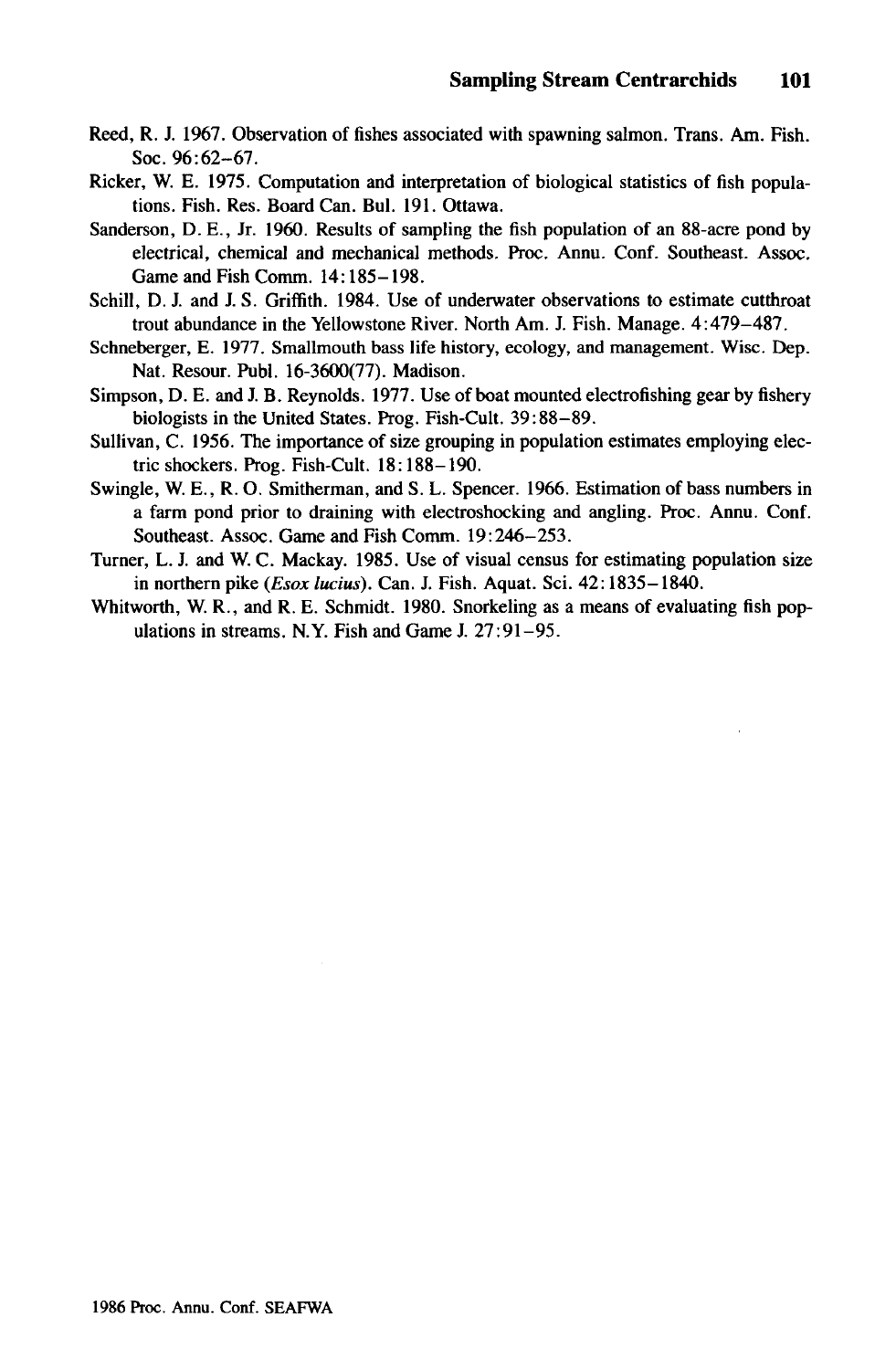Reed, R. J. 1967. Observation of fishes associated with spawning salmon. Trans. Am. Fish. Soc. 96:62–67.

Ricker, W. E. 1975. Computation and interpretation of biological statistics of fish populations. Fish. Res. Board Can. Bul. 191. Ottawa.

Sanderson, D. E., Jr. 1960. Results of sampling the fish population of an 88-acre pond by electrical, chemical and mechanical methods. Proc. Annu. Conf. Southeast. Assoc. Game and Fish Comm. 14:185–198.

Schill, D. J. and J. S. Griffith. 1984. Use of underwater observations to estimate cutthroat trout abundance in the Yellowstone River. North Am. J. Fish. Manage. 4:479–487.

Schneberger, E. 1977. Smallmouth bass life history, ecology, and management. Wisc. Dep. Nat. Resour. Publ. 16-3600(77). Madison.

Simpson, D. E. and J. B. Reynolds. 1977. Use of boat mounted electrofishing gear by fishery biologists in the United States. Prog. Fish-Cult. 39:88–89.

Sullivan, C. 1956. The importance of size grouping in population estimates employing electric shockers. Prog. Fish-Cult. 18:188–190.

Swingle, W. E., R. O. Smitherman, and S. L. Spencer. 1966. Estimation of bass numbers in a farm pond prior to draining with electroshocking and angling. Proc. Annu. Conf. Southeast. Assoc. Game and Fish Comm. 19:246–253.

Turner, L. J. and W. C. Mackay. 1985. Use of visual census for estimating population size in northern pike (*Esox lucius*). Can. J. Fish. Aquat. Sci. 42:1835–1840.

Whitworth, W. R., and R. E. Schmidt. 1980. Snorkeling as a means of evaluating fish populations in streams. N.Y. Fish and Game J. 27:91–95.